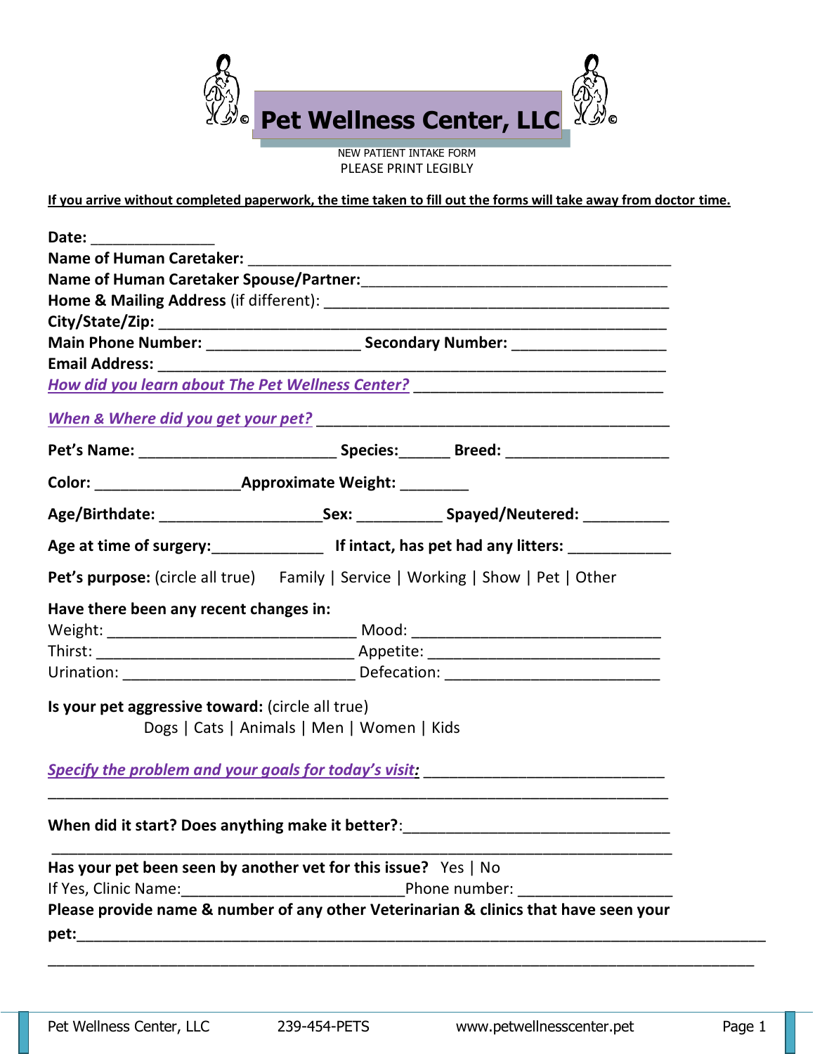# Pet Wellness Center, LLC

NEW PATIENT INTAKE FORM
PLEASE PRINT LEGIBLY

**If you arrive without completed paperwork, the time taken to fill out the forms will take away from doctor time.**

**Date:** _______________
**Name of Human Caretaker:** ____________________________________________________
**Name of Human Caretaker Spouse/Partner:** ____________________________________
**Home & Mailing Address** (if different): __________________________________________
**City/State/Zip:** _________________________________________________________________
**Main Phone Number:** __________________ **Secondary Number:** __________________
**Email Address:** _________________________________________________________________
***How did you learn about The Pet Wellness Center?*** ______________________________

***When & Where did you get your pet?*** ___________________________________________

**Pet's Name:** ________________________ **Species:**______ **Breed:** ___________________

**Color:** _________________**Approximate Weight:** ________

**Age/Birthdate:** ___________________**Sex:** __________ **Spayed/Neutered:** __________

**Age at time of surgery:**_____________ **If intact, has pet had any litters:** ____________

**Pet's purpose:** (circle all true) Family | Service | Working | Show | Pet | Other

**Have there been any recent changes in:**
Weight: ____________________________ Mood: ____________________________
Thirst: _____________________________ Appetite: __________________________
Urination: __________________________ Defecation: _________________________

**Is your pet aggressive toward:** (circle all true)
Dogs | Cats | Animals | Men | Women | Kids

***Specify the problem and your goals for today's visit:*** _____________________________
_____________________________________________________________________________

**When did it start? Does anything make it better?**:_______________________________
_____________________________________________________________________________

**Has your pet been seen by another vet for this issue?** Yes | No
If Yes, Clinic Name:__________________________Phone number: __________________
**Please provide name & number of any other Veterinarian & clinics that have seen your pet:**_______________________________________________________________________________
_____________________________________________________________________________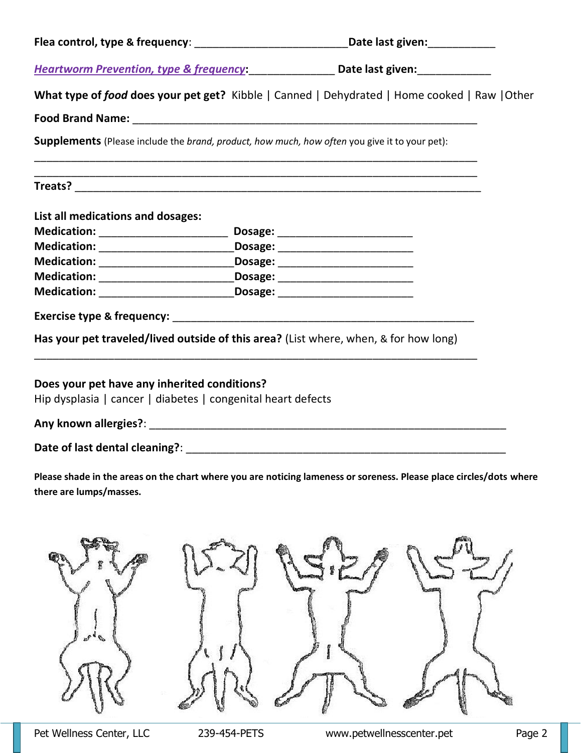**Flea control, type & frequency**: _________________________ **Date last given:**___________

***Heartworm Prevention, type & frequency*:**______________ **Date last given:**____________

**What type of *food* does your pet get?** Kibble | Canned | Dehydrated | Home cooked | Raw |Other

**Food Brand Name:** ________________________________________________________

**Supplements** (Please include the *brand, product, how much, how often* you give it to your pet):

_________________________________________________________________________

_________________________________________________________________________

**Treats?** ____________________________________________________________

**List all medications and dosages:**

**Medication:** _____________________ **Dosage:** ______________________

**Medication:** ______________________**Dosage:** ______________________

**Medication:** ______________________**Dosage:** ______________________

**Medication:** ______________________**Dosage:** ______________________

**Medication:** ______________________**Dosage:** ______________________

**Exercise type & frequency:** ___________________________________________

**Has your pet traveled/lived outside of this area?** (List where, when, & for how long)

_________________________________________________________________________

**Does your pet have any inherited conditions?**

Hip dysplasia | cancer | diabetes | congenital heart defects

**Any known allergies?**: ______________________________________________________

**Date of last dental cleaning?**: _______________________________________________

**Please shade in the areas on the chart where you are noticing lameness or soreness. Please place circles/dots where there are lumps/masses.**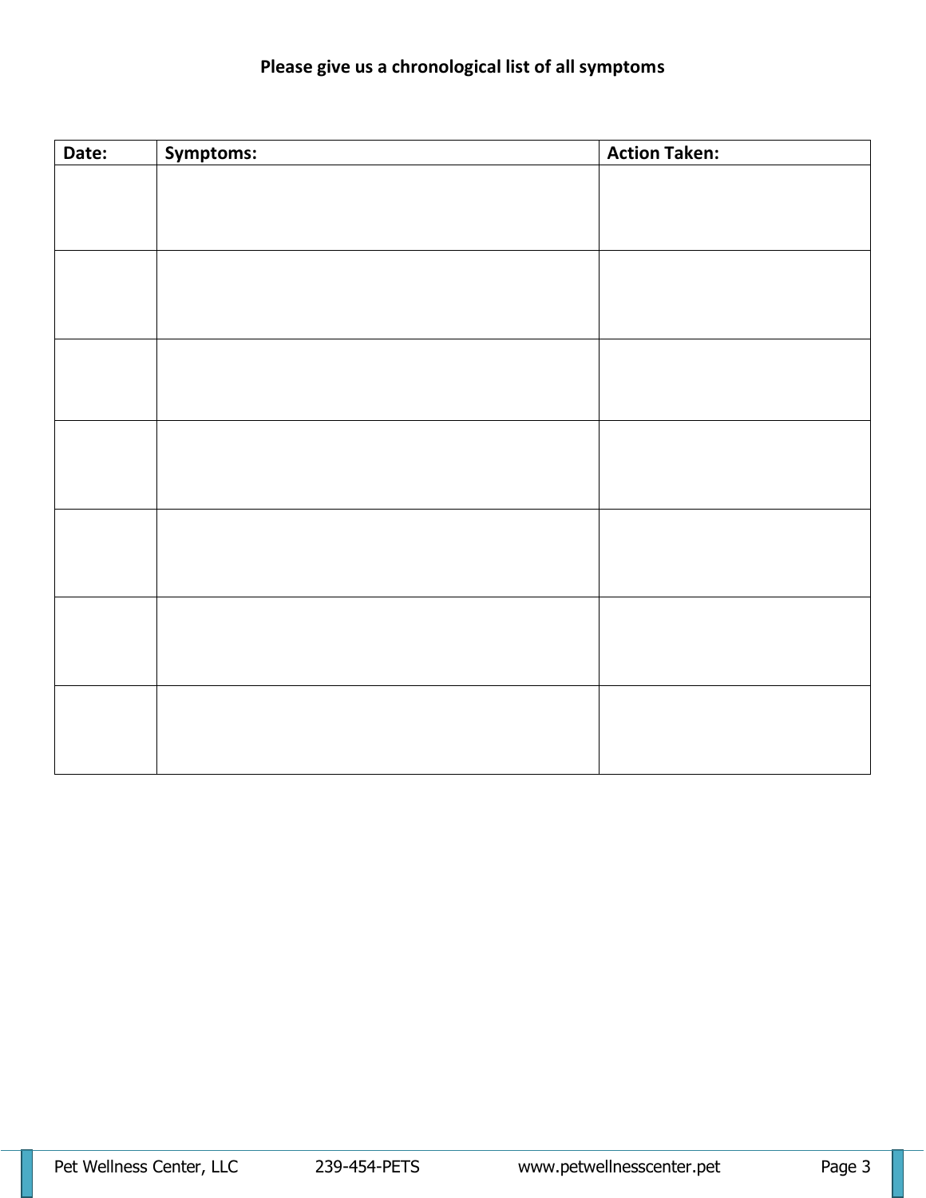**Please give us a chronological list of all symptoms**

| Date: | Symptoms: | Action Taken: |
| --- | --- | --- |
| | | |
| | | |
| | | |
| | | |
| | | |
| | | |
| | | |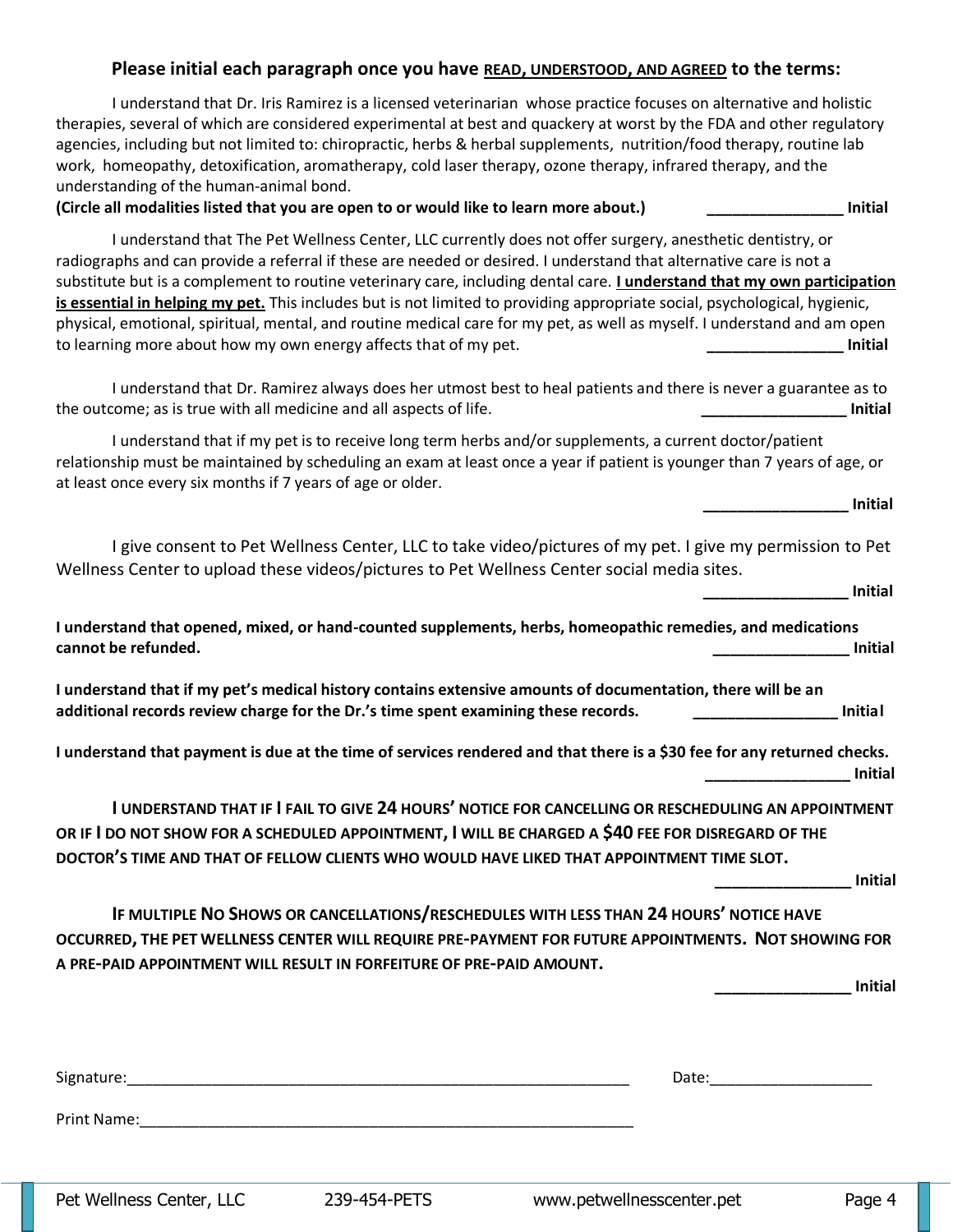### Please initial each paragraph once you have <u>READ, UNDERSTOOD, AND AGREED</u> to the terms:

I understand that Dr. Iris Ramirez is a licensed veterinarian whose practice focuses on alternative and holistic therapies, several of which are considered experimental at best and quackery at worst by the FDA and other regulatory agencies, including but not limited to: chiropractic, herbs & herbal supplements, nutrition/food therapy, routine lab work, homeopathy, detoxification, aromatherapy, cold laser therapy, ozone therapy, infrared therapy, and the understanding of the human-animal bond.

**(Circle all modalities listed that you are open to or would like to learn more about.)** **_______________ Initial**

I understand that The Pet Wellness Center, LLC currently does not offer surgery, anesthetic dentistry, or radiographs and can provide a referral if these are needed or desired. I understand that alternative care is not a substitute but is a complement to routine veterinary care, including dental care. **<u>I understand that my own participation is essential in helping my pet.</u>** This includes but is not limited to providing appropriate social, psychological, hygienic, physical, emotional, spiritual, mental, and routine medical care for my pet, as well as myself. I understand and am open to learning more about how my own energy affects that of my pet. **_______________ Initial**

I understand that Dr. Ramirez always does her utmost best to heal patients and there is never a guarantee as to the outcome; as is true with all medicine and all aspects of life. **_______________ Initial**

I understand that if my pet is to receive long term herbs and/or supplements, a current doctor/patient relationship must be maintained by scheduling an exam at least once a year if patient is younger than 7 years of age, or at least once every six months if 7 years of age or older.

**_______________ Initial**

I give consent to Pet Wellness Center, LLC to take video/pictures of my pet. I give my permission to Pet Wellness Center to upload these videos/pictures to Pet Wellness Center social media sites.

**_______________ Initial**

**I understand that opened, mixed, or hand-counted supplements, herbs, homeopathic remedies, and medications cannot be refunded.** **_______________ Initial**

**I understand that if my pet's medical history contains extensive amounts of documentation, there will be an additional records review charge for the Dr.'s time spent examining these records.** **_______________ Initial**

**I understand that payment is due at the time of services rendered and that there is a $30 fee for any returned checks.**

**_______________ Initial**

**I UNDERSTAND THAT IF I FAIL TO GIVE 24 HOURS' NOTICE FOR CANCELLING OR RESCHEDULING AN APPOINTMENT OR IF I DO NOT SHOW FOR A SCHEDULED APPOINTMENT, I WILL BE CHARGED A $40 FEE FOR DISREGARD OF THE DOCTOR'S TIME AND THAT OF FELLOW CLIENTS WHO WOULD HAVE LIKED THAT APPOINTMENT TIME SLOT.**

**_______________ Initial**

**IF MULTIPLE NO SHOWS OR CANCELLATIONS/RESCHEDULES WITH LESS THAN 24 HOURS' NOTICE HAVE OCCURRED, THE PET WELLNESS CENTER WILL REQUIRE PRE-PAYMENT FOR FUTURE APPOINTMENTS. NOT SHOWING FOR A PRE-PAID APPOINTMENT WILL RESULT IN FORFEITURE OF PRE-PAID AMOUNT.**

**_______________ Initial**

Signature:_______________________________________________ Date:___________________

Print Name:_______________________________________________